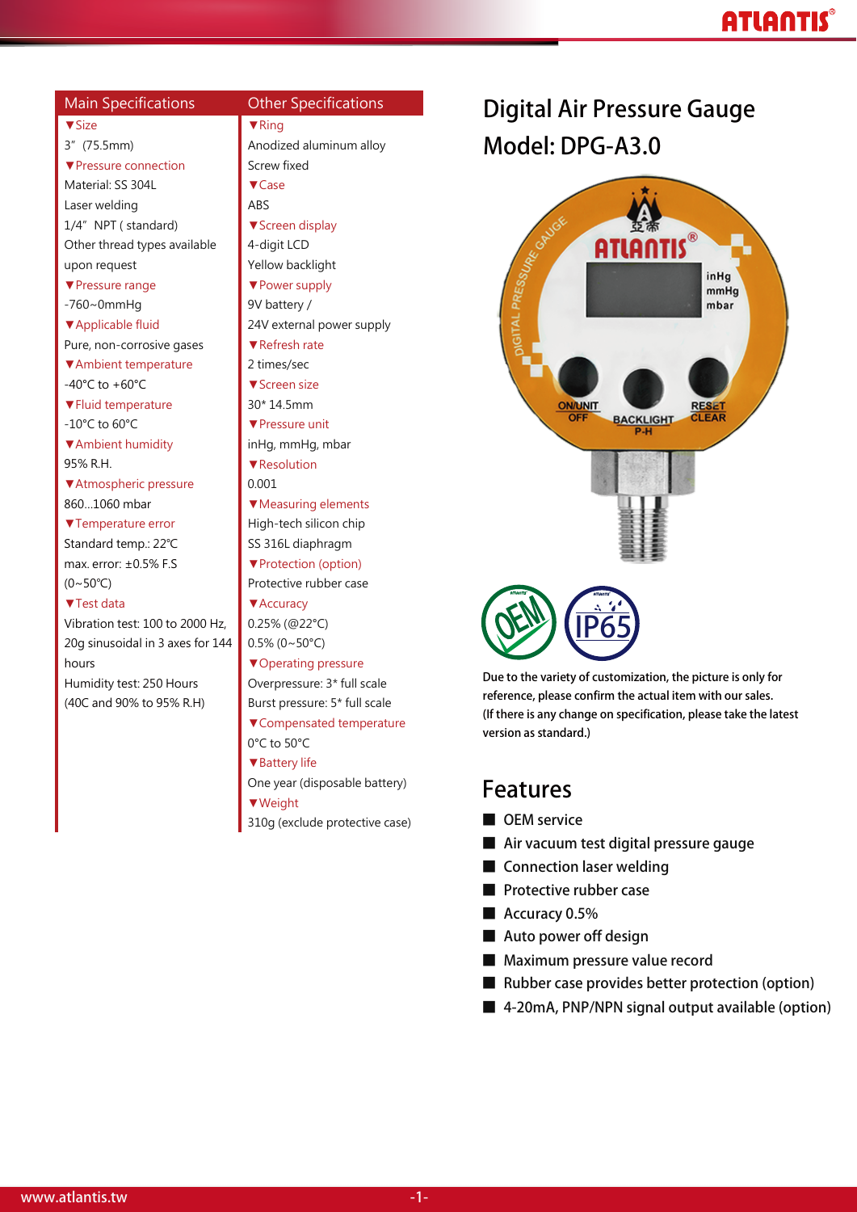# Digital Air Pressure Gauge

## Model: DPG-A3.0

## Main Specifications

**▼Size**
3" (75.5mm)

**▼Pressure connection**
Material: SS 304L
Laser welding
1/4" NPT ( standard)
Other thread types available upon request

**▼Pressure range**
-760~0mmHg

**▼Applicable fluid**
Pure, non-corrosive gases

**▼Ambient temperature**
-40°C to +60°C

**▼Fluid temperature**
-10°C to 60°C

**▼Ambient humidity**
95% R.H.

**▼Atmospheric pressure**
860...1060 mbar

**▼Temperature error**
Standard temp.: 22°C
max. error: ±0.5% F.S
(0~50°C)

**▼Test data**
Vibration test: 100 to 2000 Hz, 20g sinusoidal in 3 axes for 144 hours
Humidity test: 250 Hours (40C and 90% to 95% R.H)

## Other Specifications

**▼Ring**
Anodized aluminum alloy
Screw fixed

**▼Case**
ABS

**▼Screen display**
4-digit LCD
Yellow backlight

**▼Power supply**
9V battery /
24V external power supply

**▼Refresh rate**
2 times/sec

**▼Screen size**
30* 14.5mm

**▼Pressure unit**
inHg, mmHg, mbar

**▼Resolution**
0.001

**▼Measuring elements**
High-tech silicon chip
SS 316L diaphragm

**▼Protection (option)**
Protective rubber case

**▼Accuracy**
0.25% (@22°C)
0.5% (0~50°C)

**▼Operating pressure**
Overpressure: 3* full scale
Burst pressure: 5* full scale

**▼Compensated temperature**
0°C to 50°C

**▼Battery life**
One year (disposable battery)

**▼Weight**
310g (exclude protective case)

**Due to the variety of customization, the picture is only for reference, please confirm the actual item with our sales. (If there is any change on specification, please take the latest version as standard.)**

## Features

- OEM service
- Air vacuum test digital pressure gauge
- Connection laser welding
- Protective rubber case
- Accuracy 0.5%
- Auto power off design
- Maximum pressure value record
- Rubber case provides better protection (option)
- 4-20mA, PNP/NPN signal output available (option)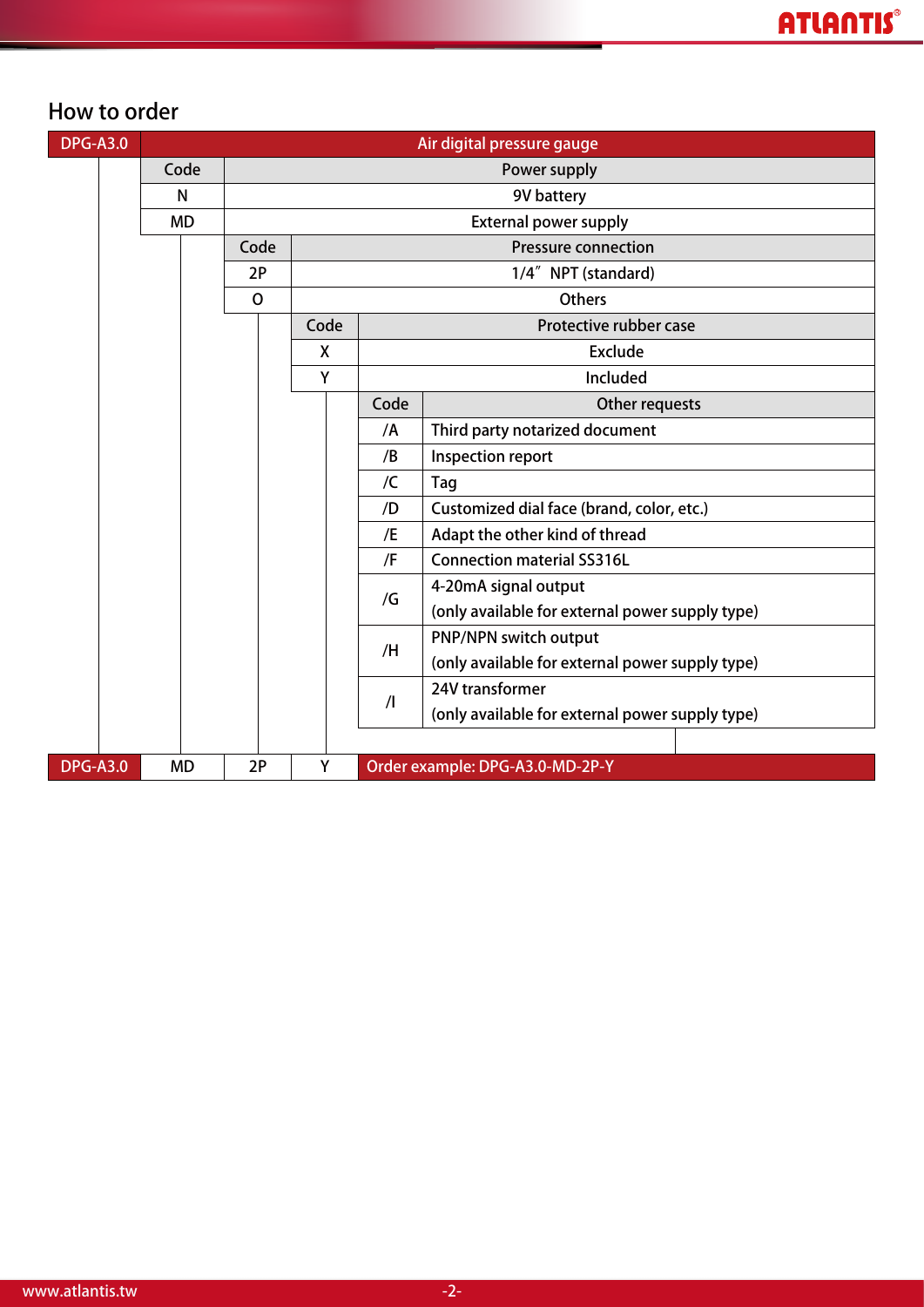## How to order

| DPG-A3.0 | Air digital pressure gauge |
|---|---|

| Code | Power supply |
|---|---|
| N | 9V battery |
| MD | External power supply |

| Code | Pressure connection |
|---|---|
| 2P | 1/4" NPT (standard) |
| O | Others |

| Code | Protective rubber case |
|---|---|
| X | Exclude |
| Y | Included |

| Code | Other requests |
|---|---|
| /A | Third party notarized document |
| /B | Inspection report |
| /C | Tag |
| /D | Customized dial face (brand, color, etc.) |
| /E | Adapt the other kind of thread |
| /F | Connection material SS316L |
| /G | 4-20mA signal output (only available for external power supply type) |
| /H | PNP/NPN switch output (only available for external power supply type) |
| /I | 24V transformer (only available for external power supply type) |

| DPG-A3.0 | MD | 2P | Y | Order example: DPG-A3.0-MD-2P-Y |
|---|---|---|---|---|